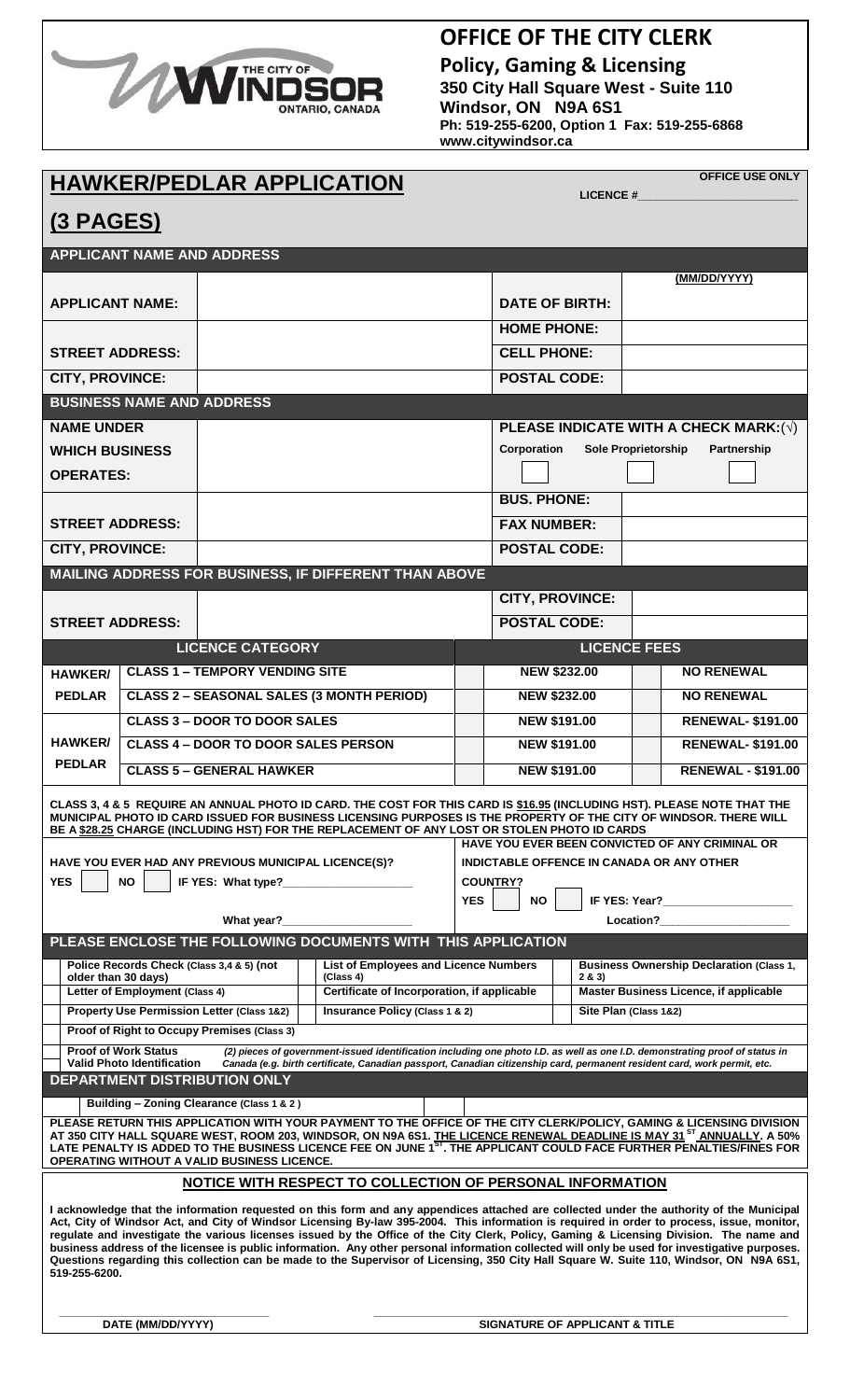THE CITY OF WINDSOR ONTARIO, CANADA

# OFFICE OF THE CITY CLERK

**Policy, Gaming & Licensing**
**350 City Hall Square West - Suite 110**
**Windsor, ON N9A 6S1**
**Ph: 519-255-6200, Option 1 Fax: 519-255-6868**
**www.citywindsor.ca**

## HAWKER/PEDLAR APPLICATION (3 PAGES)

**OFFICE USE ONLY**
LICENCE #\_\_\_\_\_\_\_\_\_\_\_\_\_\_\_\_\_\_\_\_\_\_\_\_

### APPLICANT NAME AND ADDRESS

| | | | |
|---|---|---|---|
| **APPLICANT NAME:** | | **DATE OF BIRTH:** | (MM/DD/YYYY) |
| | | **HOME PHONE:** | |
| **STREET ADDRESS:** | | **CELL PHONE:** | |
| **CITY, PROVINCE:** | | **POSTAL CODE:** | |

### BUSINESS NAME AND ADDRESS

| | | | |
|---|---|---|---|
| **NAME UNDER WHICH BUSINESS OPERATES:** | | **PLEASE INDICATE WITH A CHECK MARK:(√)** Corporation ☐ Sole Proprietorship ☐ Partnership ☐ | |
| | | **BUS. PHONE:** | |
| **STREET ADDRESS:** | | **FAX NUMBER:** | |
| **CITY, PROVINCE:** | | **POSTAL CODE:** | |

### MAILING ADDRESS FOR BUSINESS, IF DIFFERENT THAN ABOVE

| | | | |
|---|---|---|---|
| | | **CITY, PROVINCE:** | |
| **STREET ADDRESS:** | | **POSTAL CODE:** | |

| LICENCE CATEGORY | | | LICENCE FEES | | | |
|---|---|---|---|---|---|---|
| **HAWKER/ PEDLAR** | **CLASS 1 – TEMPORY VENDING SITE** | ☐ | **NEW $232.00** | ☐ | **NO RENEWAL** |
| | **CLASS 2 – SEASONAL SALES (3 MONTH PERIOD)** | ☐ | **NEW $232.00** | ☐ | **NO RENEWAL** |
| **HAWKER/ PEDLAR** | **CLASS 3 – DOOR TO DOOR SALES** | ☐ | **NEW $191.00** | ☐ | **RENEWAL- $191.00** |
| | **CLASS 4 – DOOR TO DOOR SALES PERSON** | ☐ | **NEW $191.00** | ☐ | **RENEWAL- $191.00** |
| | **CLASS 5 – GENERAL HAWKER** | ☐ | **NEW $191.00** | ☐ | **RENEWAL - $191.00** |

**CLASS 3, 4 & 5 REQUIRE AN ANNUAL PHOTO ID CARD. THE COST FOR THIS CARD IS $16.95 (INCLUDING HST). PLEASE NOTE THAT THE MUNICIPAL PHOTO ID CARD ISSUED FOR BUSINESS LICENSING PURPOSES IS THE PROPERTY OF THE CITY OF WINDSOR. THERE WILL BE A $28.25 CHARGE (INCLUDING HST) FOR THE REPLACEMENT OF ANY LOST OR STOLEN PHOTO ID CARDS**

**HAVE YOU EVER HAD ANY PREVIOUS MUNICIPAL LICENCE(S)?**
YES ☐ NO ☐ IF YES: What type?\_\_\_\_\_\_\_\_\_\_\_\_\_\_\_\_\_\_\_\_
What year?\_\_\_\_\_\_\_\_\_\_\_\_\_\_\_\_\_\_\_\_

**HAVE YOU EVER BEEN CONVICTED OF ANY CRIMINAL OR INDICTABLE OFFENCE IN CANADA OR ANY OTHER COUNTRY?**
YES ☐ NO ☐ IF YES: Year?\_\_\_\_\_\_\_\_\_\_\_\_\_\_\_\_\_\_\_\_
Location?\_\_\_\_\_\_\_\_\_\_\_\_\_\_\_\_\_\_\_\_

### PLEASE ENCLOSE THE FOLLOWING DOCUMENTS WITH THIS APPLICATION

| | | |
|---|---|---|
| ☐ Police Records Check (Class 3,4 & 5) (not older than 30 days) | ☐ List of Employees and Licence Numbers (Class 4) | ☐ Business Ownership Declaration (Class 1, 2 & 3) |
| ☐ Letter of Employment (Class 4) | ☐ Certificate of Incorporation, if applicable | ☐ Master Business Licence, if applicable |
| ☐ Property Use Permission Letter (Class 1&2) | ☐ Insurance Policy (Class 1 & 2) | ☐ Site Plan (Class 1&2) |
| ☐ Proof of Right to Occupy Premises (Class 3) | | |

☐ **Proof of Work Status Valid Photo Identification** *(2) pieces of government-issued identification including one photo I.D. as well as one I.D. demonstrating proof of status in Canada (e.g. birth certificate, Canadian passport, Canadian citizenship card, permanent resident card, work permit, etc.*

### DEPARTMENT DISTRIBUTION ONLY

Building – Zoning Clearance (Class 1 & 2 ) ☐

**PLEASE RETURN THIS APPLICATION WITH YOUR PAYMENT TO THE OFFICE OF THE CITY CLERK/POLICY, GAMING & LICENSING DIVISION AT 350 CITY HALL SQUARE WEST, ROOM 203, WINDSOR, ON N9A 6S1. THE LICENCE RENEWAL DEADLINE IS MAY 31ST ANNUALLY. A 50% LATE PENALTY IS ADDED TO THE BUSINESS LICENCE FEE ON JUNE 1ST. THE APPLICANT COULD FACE FURTHER PENALTIES/FINES FOR OPERATING WITHOUT A VALID BUSINESS LICENCE.**

### NOTICE WITH RESPECT TO COLLECTION OF PERSONAL INFORMATION

**I acknowledge that the information requested on this form and any appendices attached are collected under the authority of the Municipal Act, City of Windsor Act, and City of Windsor Licensing By-law 395-2004. This information is required in order to process, issue, monitor, regulate and investigate the various licenses issued by the Office of the City Clerk, Policy, Gaming & Licensing Division. The name and business address of the licensee is public information. Any other personal information collected will only be used for investigative purposes. Questions regarding this collection can be made to the Supervisor of Licensing, 350 City Hall Square W. Suite 110, Windsor, ON N9A 6S1, 519-255-6200.**

\_\_\_\_\_\_\_\_\_\_\_\_\_\_\_\_\_\_\_\_\_\_\_\_\_\_\_\_\_\_ \_\_\_\_\_\_\_\_\_\_\_\_\_\_\_\_\_\_\_\_\_\_\_\_\_\_\_\_\_\_\_\_\_\_\_\_\_\_\_\_\_\_\_\_
**DATE (MM/DD/YYYY)** **SIGNATURE OF APPLICANT & TITLE**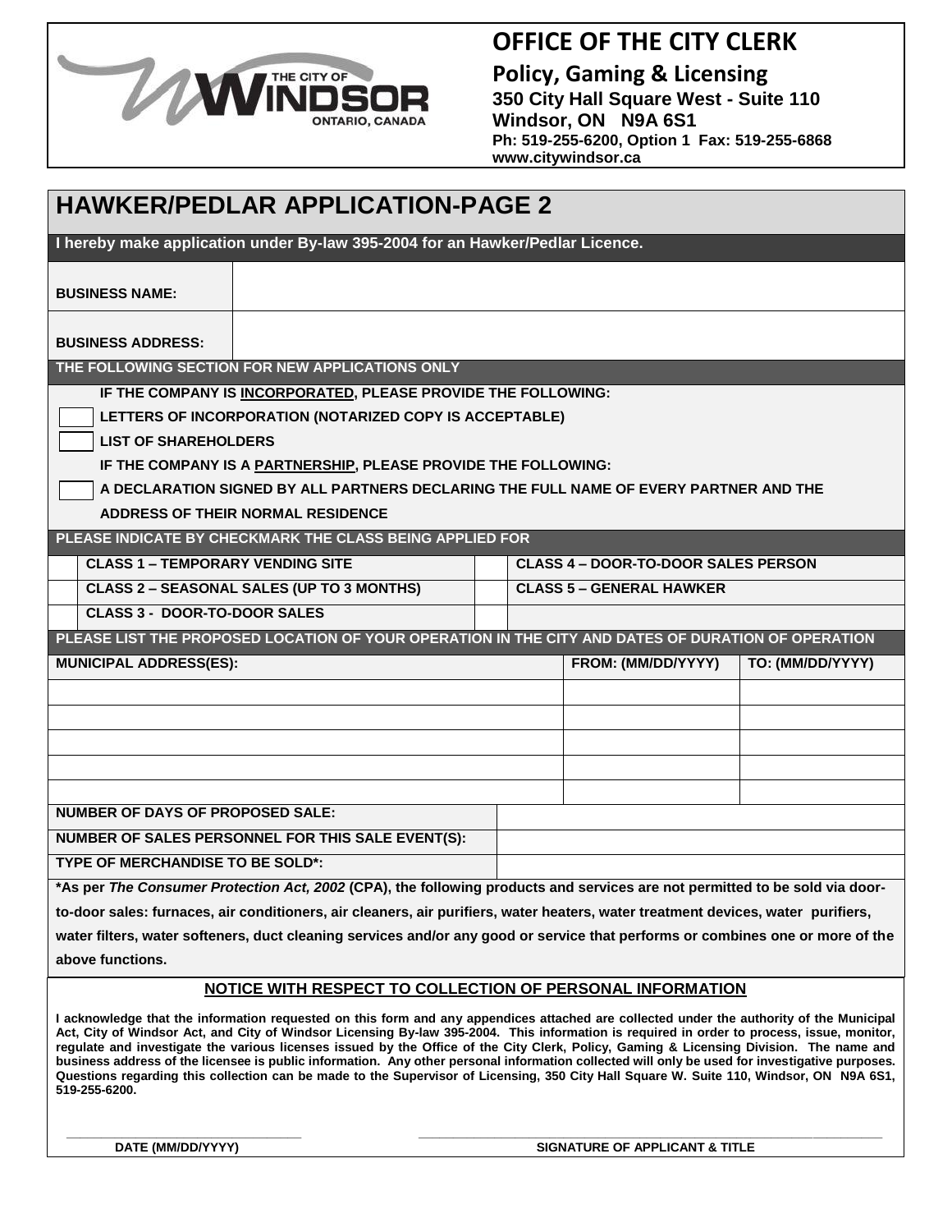# OFFICE OF THE CITY CLERK

**Policy, Gaming & Licensing**
**350 City Hall Square West - Suite 110**
**Windsor, ON N9A 6S1**
**Ph: 519-255-6200, Option 1 Fax: 519-255-6868**
**www.citywindsor.ca**

## HAWKER/PEDLAR APPLICATION-PAGE 2

**I hereby make application under By-law 395-2004 for an Hawker/Pedlar Licence.**

| | |
|---|---|
| **BUSINESS NAME:** | |
| **BUSINESS ADDRESS:** | |

**THE FOLLOWING SECTION FOR NEW APPLICATIONS ONLY**

**IF THE COMPANY IS INCORPORATED, PLEASE PROVIDE THE FOLLOWING:**

- [ ] **LETTERS OF INCORPORATION (NOTARIZED COPY IS ACCEPTABLE)**
- [ ] **LIST OF SHAREHOLDERS**

**IF THE COMPANY IS A PARTNERSHIP, PLEASE PROVIDE THE FOLLOWING:**

- [ ] **A DECLARATION SIGNED BY ALL PARTNERS DECLARING THE FULL NAME OF EVERY PARTNER AND THE ADDRESS OF THEIR NORMAL RESIDENCE**

**PLEASE INDICATE BY CHECKMARK THE CLASS BEING APPLIED FOR**

| | | | |
|---|---|---|---|
| | **CLASS 1 – TEMPORARY VENDING SITE** | | **CLASS 4 – DOOR-TO-DOOR SALES PERSON** |
| | **CLASS 2 – SEASONAL SALES (UP TO 3 MONTHS)** | | **CLASS 5 – GENERAL HAWKER** |
| | **CLASS 3 - DOOR-TO-DOOR SALES** | | |

**PLEASE LIST THE PROPOSED LOCATION OF YOUR OPERATION IN THE CITY AND DATES OF DURATION OF OPERATION**

| MUNICIPAL ADDRESS(ES): | FROM: (MM/DD/YYYY) | TO: (MM/DD/YYYY) |
|---|---|---|
| | | |
| | | |
| | | |
| | | |
| | | |

| | |
|---|---|
| **NUMBER OF DAYS OF PROPOSED SALE:** | |
| **NUMBER OF SALES PERSONNEL FOR THIS SALE EVENT(S):** | |
| **TYPE OF MERCHANDISE TO BE SOLD*:** | |

**\*As per *The Consumer Protection Act, 2002* (CPA), the following products and services are not permitted to be sold via door-to-door sales: furnaces, air conditioners, air cleaners, air purifiers, water heaters, water treatment devices, water purifiers, water filters, water softeners, duct cleaning services and/or any good or service that performs or combines one or more of the above functions.**

### NOTICE WITH RESPECT TO COLLECTION OF PERSONAL INFORMATION

**I acknowledge that the information requested on this form and any appendices attached are collected under the authority of the Municipal Act, City of Windsor Act, and City of Windsor Licensing By-law 395-2004. This information is required in order to process, issue, monitor, regulate and investigate the various licenses issued by the Office of the City Clerk, Policy, Gaming & Licensing Division. The name and business address of the licensee is public information. Any other personal information collected will only be used for investigative purposes. Questions regarding this collection can be made to the Supervisor of Licensing, 350 City Hall Square W. Suite 110, Windsor, ON N9A 6S1, 519-255-6200.**

| _______________________ | _______________________________________ |
|---|---|
| **DATE (MM/DD/YYYY)** | **SIGNATURE OF APPLICANT & TITLE** |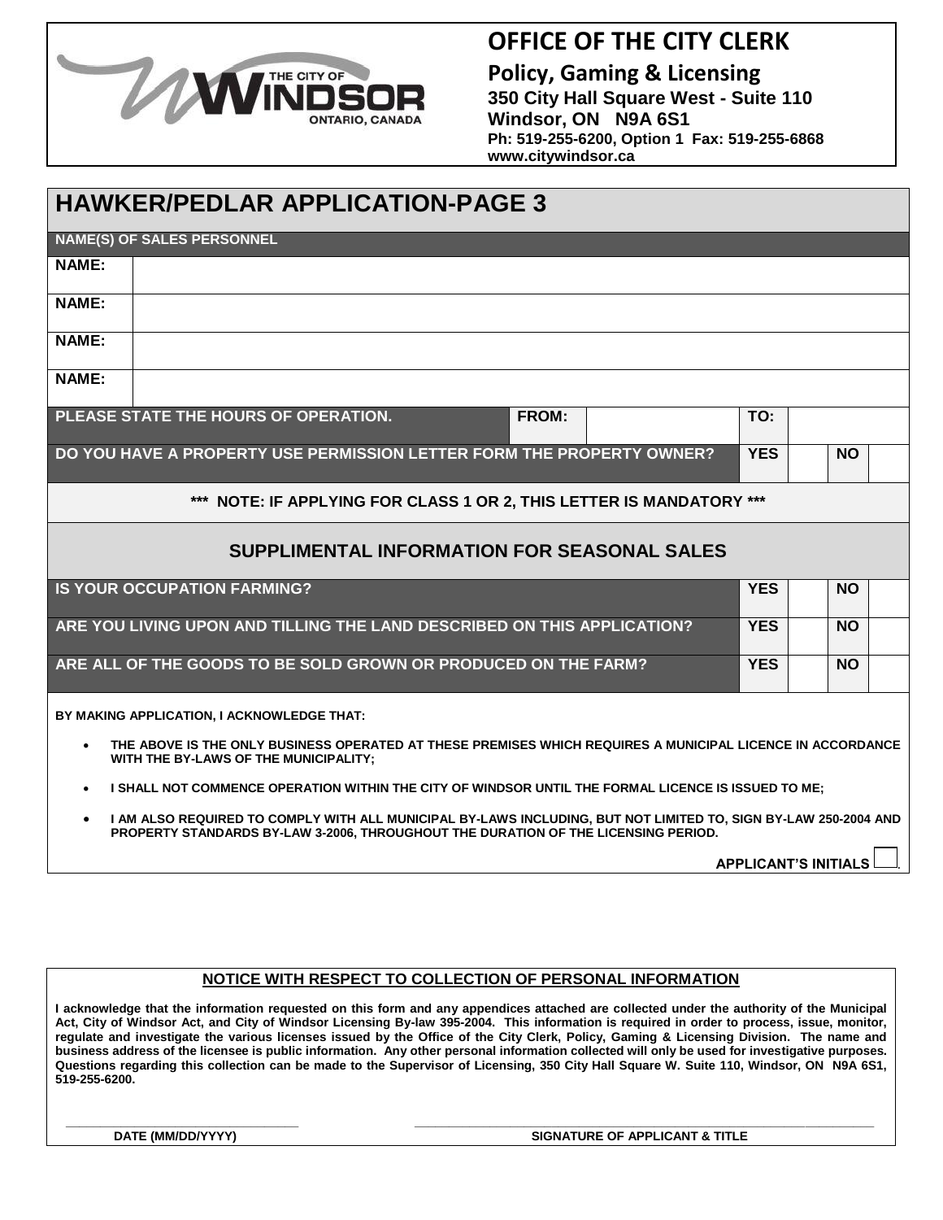**OFFICE OF THE CITY CLERK**

**Policy, Gaming & Licensing**
**350 City Hall Square West - Suite 110**
**Windsor, ON N9A 6S1**
**Ph: 519-255-6200, Option 1 Fax: 519-255-6868**
**www.citywindsor.ca**

## HAWKER/PEDLAR APPLICATION-PAGE 3

| NAME(S) OF SALES PERSONNEL | |
|---|---|
| NAME: | |
| NAME: | |
| NAME: | |
| NAME: | |

| PLEASE STATE THE HOURS OF OPERATION. | FROM: | | TO: | |
|---|---|---|---|---|

| DO YOU HAVE A PROPERTY USE PERMISSION LETTER FORM THE PROPERTY OWNER? | YES | | NO | |
|---|---|---|---|---|

**\*\*\* NOTE: IF APPLYING FOR CLASS 1 OR 2, THIS LETTER IS MANDATORY \*\*\***

### SUPPLIMENTAL INFORMATION FOR SEASONAL SALES

| | | | | |
|---|---|---|---|---|
| IS YOUR OCCUPATION FARMING? | YES | | NO | |
| ARE YOU LIVING UPON AND TILLING THE LAND DESCRIBED ON THIS APPLICATION? | YES | | NO | |
| ARE ALL OF THE GOODS TO BE SOLD GROWN OR PRODUCED ON THE FARM? | YES | | NO | |

**BY MAKING APPLICATION, I ACKNOWLEDGE THAT:**

- **THE ABOVE IS THE ONLY BUSINESS OPERATED AT THESE PREMISES WHICH REQUIRES A MUNICIPAL LICENCE IN ACCORDANCE WITH THE BY-LAWS OF THE MUNICIPALITY;**
- **I SHALL NOT COMMENCE OPERATION WITHIN THE CITY OF WINDSOR UNTIL THE FORMAL LICENCE IS ISSUED TO ME;**
- **I AM ALSO REQUIRED TO COMPLY WITH ALL MUNICIPAL BY-LAWS INCLUDING, BUT NOT LIMITED TO, SIGN BY-LAW 250-2004 AND PROPERTY STANDARDS BY-LAW 3-2006, THROUGHOUT THE DURATION OF THE LICENSING PERIOD.**

**APPLICANT'S INITIALS** ☐

**NOTICE WITH RESPECT TO COLLECTION OF PERSONAL INFORMATION**

**I acknowledge that the information requested on this form and any appendices attached are collected under the authority of the Municipal Act, City of Windsor Act, and City of Windsor Licensing By-law 395-2004. This information is required in order to process, issue, monitor, regulate and investigate the various licenses issued by the Office of the City Clerk, Policy, Gaming & Licensing Division. The name and business address of the licensee is public information. Any other personal information collected will only be used for investigative purposes. Questions regarding this collection can be made to the Supervisor of Licensing, 350 City Hall Square W. Suite 110, Windsor, ON N9A 6S1, 519-255-6200.**

______________________________ ______________________________________________

**DATE (MM/DD/YYYY)** **SIGNATURE OF APPLICANT & TITLE**